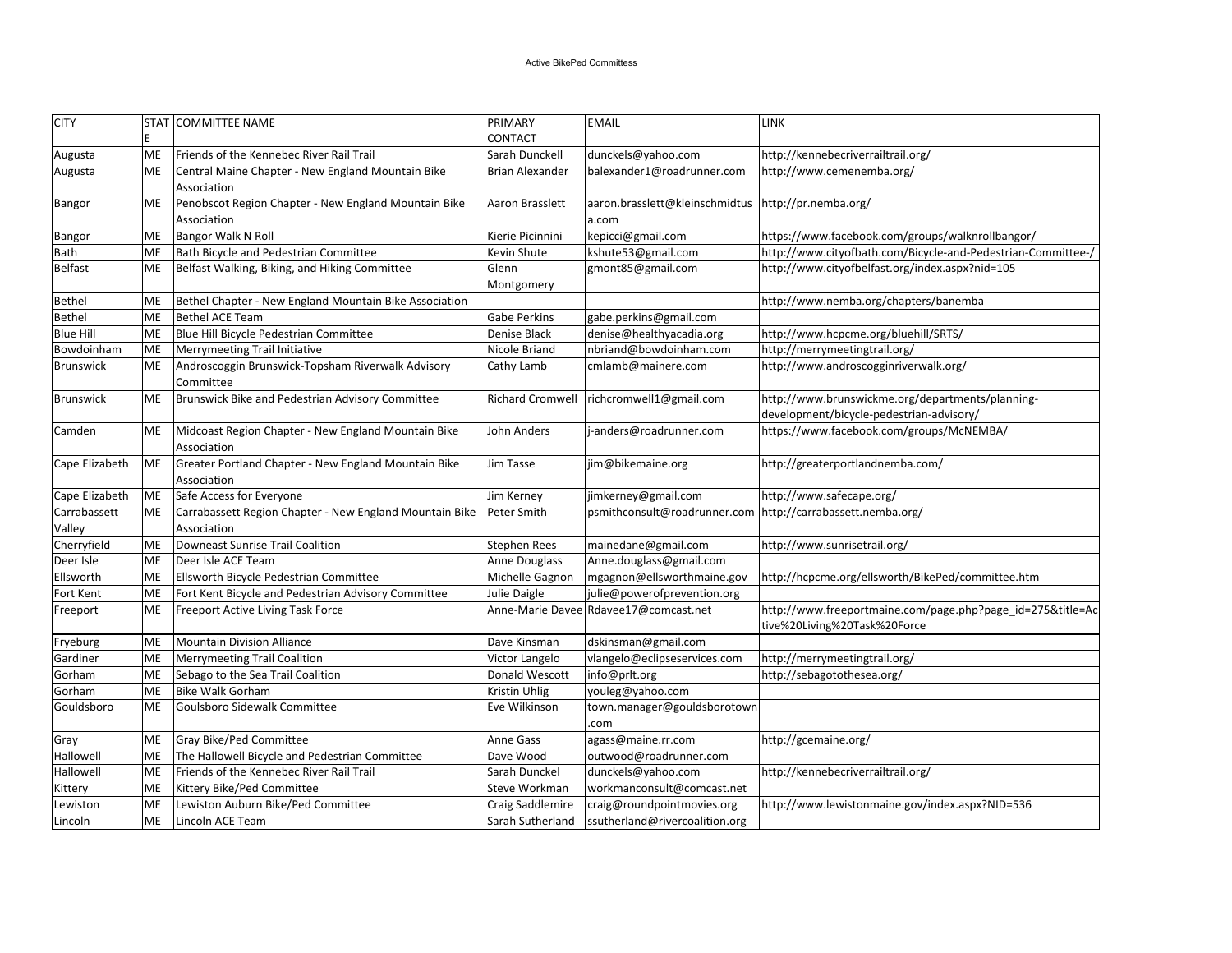Active BikePed Committess

| CITY | STATE | COMMITTEE NAME | PRIMARY CONTACT | EMAIL | LINK |
|---|---|---|---|---|---|
| Augusta | ME | Friends of the Kennebec River Rail Trail | Sarah Dunckell | dunckels@yahoo.com | http://kennebecriverrailtrail.org/ |
| Augusta | ME | Central Maine Chapter - New England Mountain Bike Association | Brian Alexander | balexander1@roadrunner.com | http://www.cemenemba.org/ |
| Bangor | ME | Penobscot Region Chapter - New England Mountain Bike Association | Aaron Brasslett | aaron.brasslett@kleinschmidtusa.com | http://pr.nemba.org/ |
| Bangor | ME | Bangor Walk N Roll | Kierie Picinnini | kepicci@gmail.com | https://www.facebook.com/groups/walknrollbangor/ |
| Bath | ME | Bath Bicycle and Pedestrian Committee | Kevin Shute | kshute53@gmail.com | http://www.cityofbath.com/Bicycle-and-Pedestrian-Committee-/ |
| Belfast | ME | Belfast Walking, Biking, and Hiking Committee | Glenn Montgomery | gmont85@gmail.com | http://www.cityofbelfast.org/index.aspx?nid=105 |
| Bethel | ME | Bethel Chapter - New England Mountain Bike Association | | | http://www.nemba.org/chapters/banemba |
| Bethel | ME | Bethel ACE Team | Gabe Perkins | gabe.perkins@gmail.com | |
| Blue Hill | ME | Blue Hill Bicycle Pedestrian Committee | Denise Black | denise@healthyacadia.org | http://www.hcpcme.org/bluehill/SRTS/ |
| Bowdoinham | ME | Merrymeeting Trail Initiative | Nicole Briand | nbriand@bowdoinham.com | http://merrymeetingtrail.org/ |
| Brunswick | ME | Androscoggin Brunswick-Topsham Riverwalk Advisory Committee | Cathy Lamb | cmlamb@mainere.com | http://www.androscogginriverwalk.org/ |
| Brunswick | ME | Brunswick Bike and Pedestrian Advisory Committee | Richard Cromwell | richcromwell1@gmail.com | http://www.brunswickme.org/departments/planning-development/bicycle-pedestrian-advisory/ |
| Camden | ME | Midcoast Region Chapter - New England Mountain Bike Association | John Anders | j-anders@roadrunner.com | https://www.facebook.com/groups/McNEMBA/ |
| Cape Elizabeth | ME | Greater Portland Chapter - New England Mountain Bike Association | Jim Tasse | jim@bikemaine.org | http://greaterportlandnemba.com/ |
| Cape Elizabeth | ME | Safe Access for Everyone | Jim Kerney | jimkerney@gmail.com | http://www.safecape.org/ |
| Carrabassett Valley | ME | Carrabassett Region Chapter - New England Mountain Bike Association | Peter Smith | psmithconsult@roadrunner.com | http://carrabassett.nemba.org/ |
| Cherryfield | ME | Downeast Sunrise Trail Coalition | Stephen Rees | mainedane@gmail.com | http://www.sunrisetrail.org/ |
| Deer Isle | ME | Deer Isle ACE Team | Anne Douglass | Anne.douglass@gmail.com | |
| Ellsworth | ME | Ellsworth Bicycle Pedestrian Committee | Michelle Gagnon | mgagnon@ellsworthmaine.gov | http://hcpcme.org/ellsworth/BikePed/committee.htm |
| Fort Kent | ME | Fort Kent Bicycle and Pedestrian Advisory Committee | Julie Daigle | julie@powerofprevention.org | |
| Freeport | ME | Freeport Active Living Task Force | Anne-Marie Davee | Rdavee17@comcast.net | http://www.freeportmaine.com/page.php?page_id=275&title=Active%20Living%20Task%20Force |
| Fryeburg | ME | Mountain Division Alliance | Dave Kinsman | dskinsman@gmail.com | |
| Gardiner | ME | Merrymeeting Trail Coalition | Victor Langelo | vlangelo@eclipseservices.com | http://merrymeetingtrail.org/ |
| Gorham | ME | Sebago to the Sea Trail Coalition | Donald Wescott | info@prlt.org | http://sebagotothesea.org/ |
| Gorham | ME | Bike Walk Gorham | Kristin Uhlig | youleg@yahoo.com | |
| Gouldsboro | ME | Goulsboro Sidewalk Committee | Eve Wilkinson | town.manager@gouldsborotown.com | |
| Gray | ME | Gray Bike/Ped Committee | Anne Gass | agass@maine.rr.com | http://gcemaine.org/ |
| Hallowell | ME | The Hallowell Bicycle and Pedestrian Committee | Dave Wood | outwood@roadrunner.com | |
| Hallowell | ME | Friends of the Kennebec River Rail Trail | Sarah Dunckel | dunckels@yahoo.com | http://kennebecriverrailtrail.org/ |
| Kittery | ME | Kittery Bike/Ped Committee | Steve Workman | workmanconsult@comcast.net | |
| Lewiston | ME | Lewiston Auburn Bike/Ped Committee | Craig Saddlemire | craig@roundpointmovies.org | http://www.lewistonmaine.gov/index.aspx?NID=536 |
| Lincoln | ME | Lincoln ACE Team | Sarah Sutherland | ssutherland@rivercoalition.org | |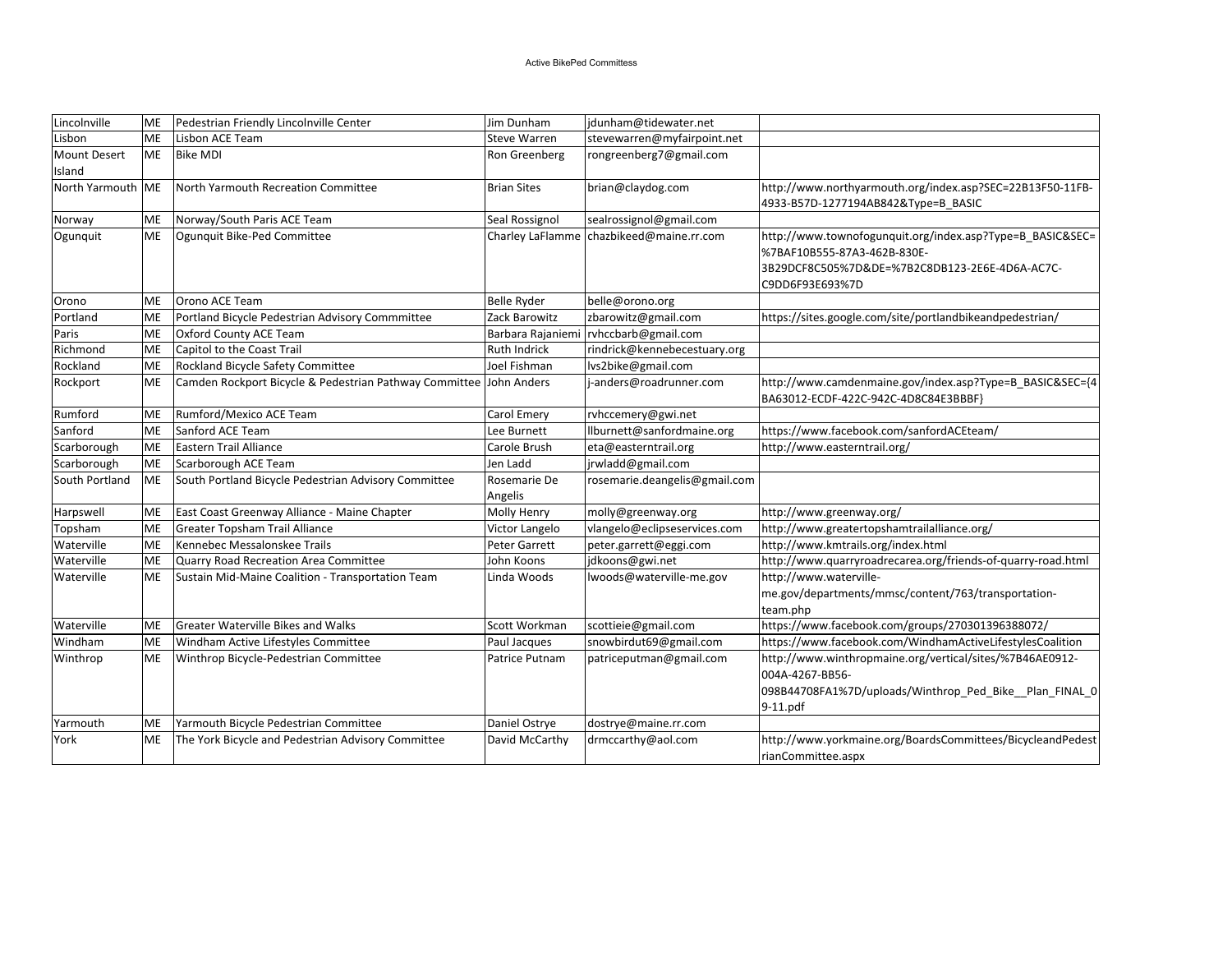| | | | | | |
|---|---|---|---|---|---|
| Lincolnville | ME | Pedestrian Friendly Lincolnville Center | Jim Dunham | jdunham@tidewater.net | |
| Lisbon | ME | Lisbon ACE Team | Steve Warren | stevewarren@myfairpoint.net | |
| Mount Desert Island | ME | Bike MDI | Ron Greenberg | rongreenberg7@gmail.com | |
| North Yarmouth | ME | North Yarmouth Recreation Committee | Brian Sites | brian@claydog.com | http://www.northyarmouth.org/index.asp?SEC=22B13F50-11FB-4933-B57D-1277194AB842&Type=B_BASIC |
| Norway | ME | Norway/South Paris ACE Team | Seal Rossignol | sealrossignol@gmail.com | |
| Ogunquit | ME | Ogunquit Bike-Ped Committee | Charley LaFlamme | chazbikeed@maine.rr.com | http://www.townofogunquit.org/index.asp?Type=B_BASIC&SEC=%7BAF10B555-87A3-462B-830E-3B29DCF8C505%7D&DE=%7B2C8DB123-2E6E-4D6A-AC7C-C9DD6F93E693%7D |
| Orono | ME | Orono ACE Team | Belle Ryder | belle@orono.org | |
| Portland | ME | Portland Bicycle Pedestrian Advisory Commmittee | Zack Barowitz | zbarowitz@gmail.com | https://sites.google.com/site/portlandbikeandpedestrian/ |
| Paris | ME | Oxford County ACE Team | Barbara Rajaniemi | rvhccbarb@gmail.com | |
| Richmond | ME | Capitol to the Coast Trail | Ruth Indrick | rindrick@kennebecestuary.org | |
| Rockland | ME | Rockland Bicycle Safety Committee | Joel Fishman | lvs2bike@gmail.com | |
| Rockport | ME | Camden Rockport Bicycle & Pedestrian Pathway Committee | John Anders | j-anders@roadrunner.com | http://www.camdenmaine.gov/index.asp?Type=B_BASIC&SEC={4BA63012-ECDF-422C-942C-4D8C84E3BBBF} |
| Rumford | ME | Rumford/Mexico ACE Team | Carol Emery | rvhccemery@gwi.net | |
| Sanford | ME | Sanford ACE Team | Lee Burnett | llburnett@sanfordmaine.org | https://www.facebook.com/sanfordACEteam/ |
| Scarborough | ME | Eastern Trail Alliance | Carole Brush | eta@easterntrail.org | http://www.easterntrail.org/ |
| Scarborough | ME | Scarborough ACE Team | Jen Ladd | jrwladd@gmail.com | |
| South Portland | ME | South Portland Bicycle Pedestrian Advisory Committee | Rosemarie De Angelis | rosemarie.deangelis@gmail.com | |
| Harpswell | ME | East Coast Greenway Alliance - Maine Chapter | Molly Henry | molly@greenway.org | http://www.greenway.org/ |
| Topsham | ME | Greater Topsham Trail Alliance | Victor Langelo | vlangelo@eclipseservices.com | http://www.greatertopshamtrailalliance.org/ |
| Waterville | ME | Kennebec Messalonskee Trails | Peter Garrett | peter.garrett@eggi.com | http://www.kmtrails.org/index.html |
| Waterville | ME | Quarry Road Recreation Area Committee | John Koons | jdkoons@gwi.net | http://www.quarryroadrecarea.org/friends-of-quarry-road.html |
| Waterville | ME | Sustain Mid-Maine Coalition - Transportation Team | Linda Woods | lwoods@waterville-me.gov | http://www.waterville-me.gov/departments/mmsc/content/763/transportation-team.php |
| Waterville | ME | Greater Waterville Bikes and Walks | Scott Workman | scottieie@gmail.com | https://www.facebook.com/groups/270301396388072/ |
| Windham | ME | Windham Active Lifestyles Committee | Paul Jacques | snowbirdut69@gmail.com | https://www.facebook.com/WindhamActiveLifestylesCoalition |
| Winthrop | ME | Winthrop Bicycle-Pedestrian Committee | Patrice Putnam | patriceputman@gmail.com | http://www.winthropmaine.org/vertical/sites/%7B46AE0912-004A-4267-BB56-098B44708FA1%7D/uploads/Winthrop_Ped_Bike__Plan_FINAL_09-11.pdf |
| Yarmouth | ME | Yarmouth Bicycle Pedestrian Committee | Daniel Ostrye | dostrye@maine.rr.com | |
| York | ME | The York Bicycle and Pedestrian Advisory Committee | David McCarthy | drmccarthy@aol.com | http://www.yorkmaine.org/BoardsCommittees/BicycleandPedestrianCommittee.aspx |